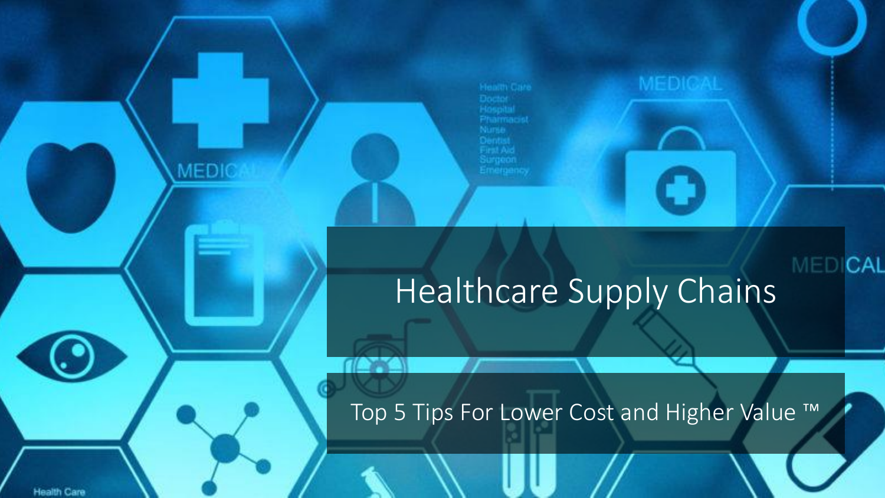# Healthcare Supply Chains

Top 5 Tips For Lower Cost and Higher Value ™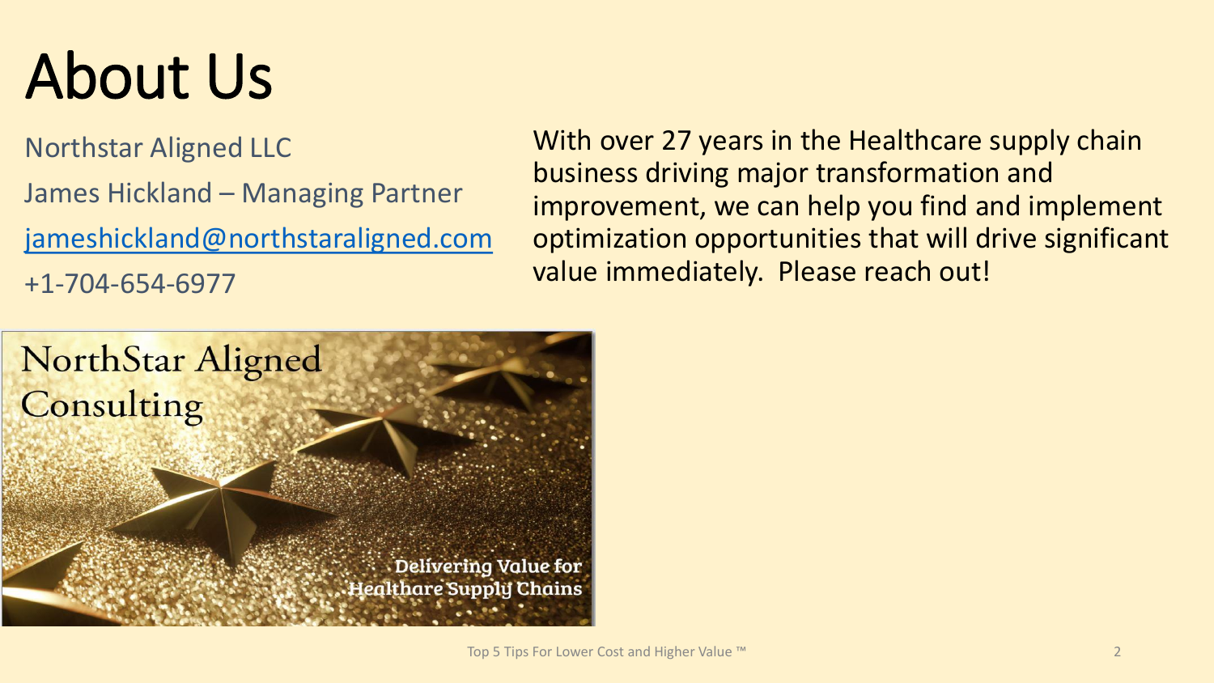# About Us

Northstar Aligned LLC

James Hickland – Managing Partner

[jameshickland@northstaraligned.com](mailto:jameshickland@northstaraligned.com)

+1-704-654-6977

With over 27 years in the Healthcare supply chain business driving major transformation and improvement, we can help you find and implement optimization opportunities that will drive significant value immediately. Please reach out!

NorthStar Aligned Consulting

Delivering Value for Healthare Supply Chains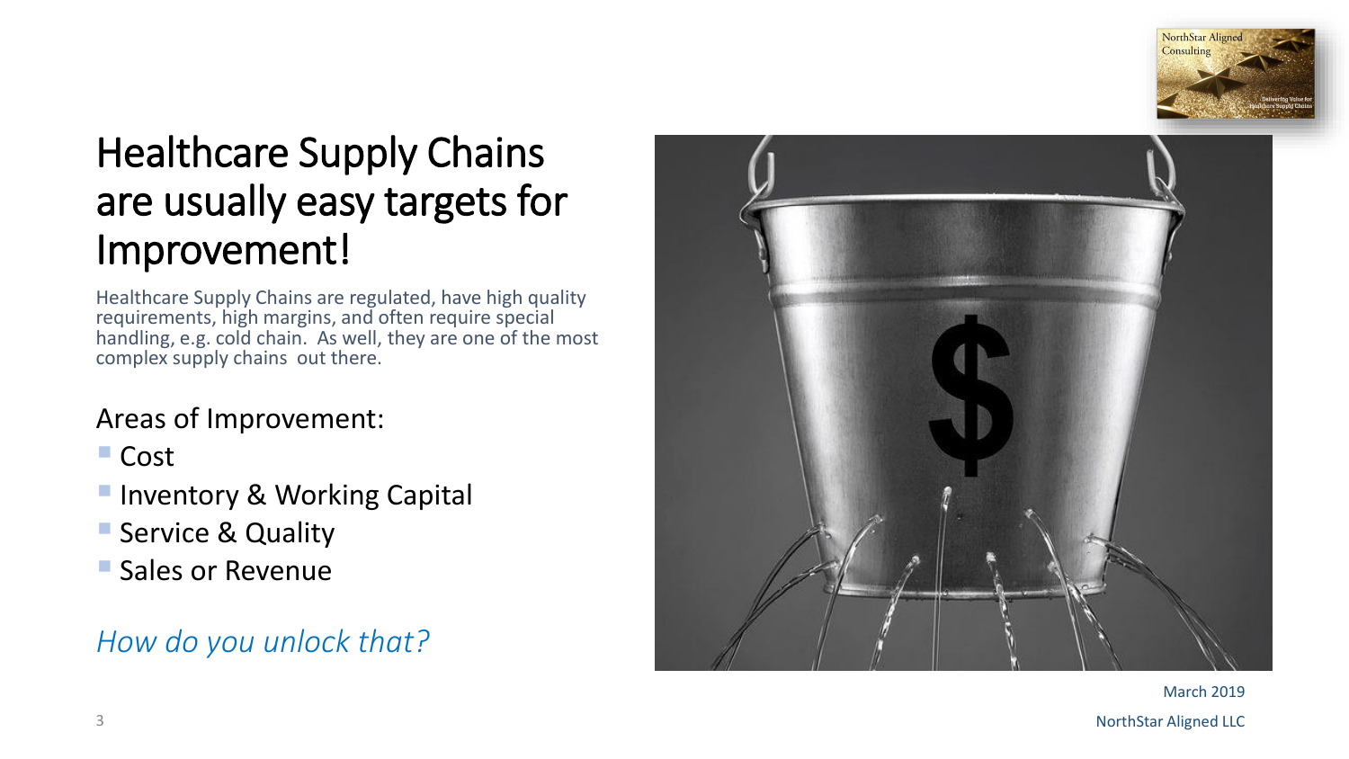# Healthcare Supply Chains are usually easy targets for Improvement!

Healthcare Supply Chains are regulated, have high quality requirements, high margins, and often require special handling, e.g. cold chain. As well, they are one of the most complex supply chains out there.

Areas of Improvement:

- Cost
- Inventory & Working Capital
- Service & Quality
- Sales or Revenue

*How do you unlock that?*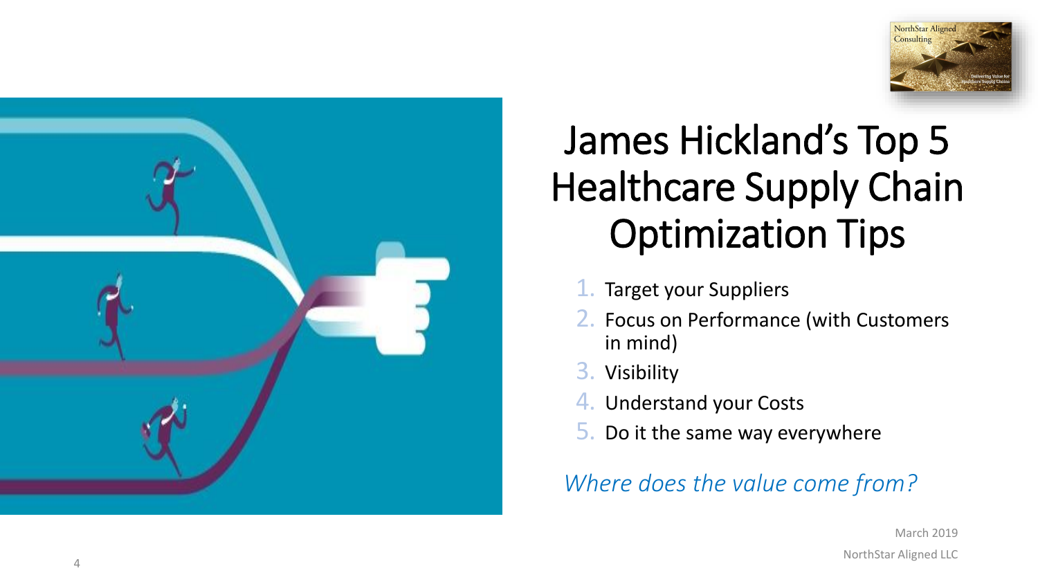# James Hickland's Top 5 Healthcare Supply Chain Optimization Tips

1. Target your Suppliers
2. Focus on Performance (with Customers in mind)
3. Visibility
4. Understand your Costs
5. Do it the same way everywhere

*Where does the value come from?*

March 2019

NorthStar Aligned LLC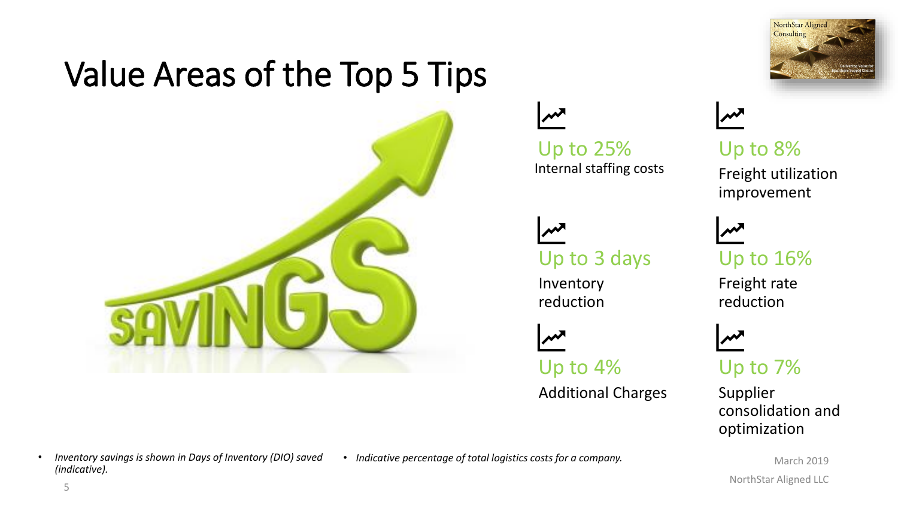# Value Areas of the Top 5 Tips

**Up to 25%**
Internal staffing costs

**Up to 8%**
Freight utilization improvement

**Up to 3 days**
Inventory reduction

**Up to 16%**
Freight rate reduction

**Up to 4%**
Additional Charges

**Up to 7%**
Supplier consolidation and optimization

- *Inventory savings is shown in Days of Inventory (DIO) saved (indicative).*
- *Indicative percentage of total logistics costs for a company.*

March 2019

NorthStar Aligned LLC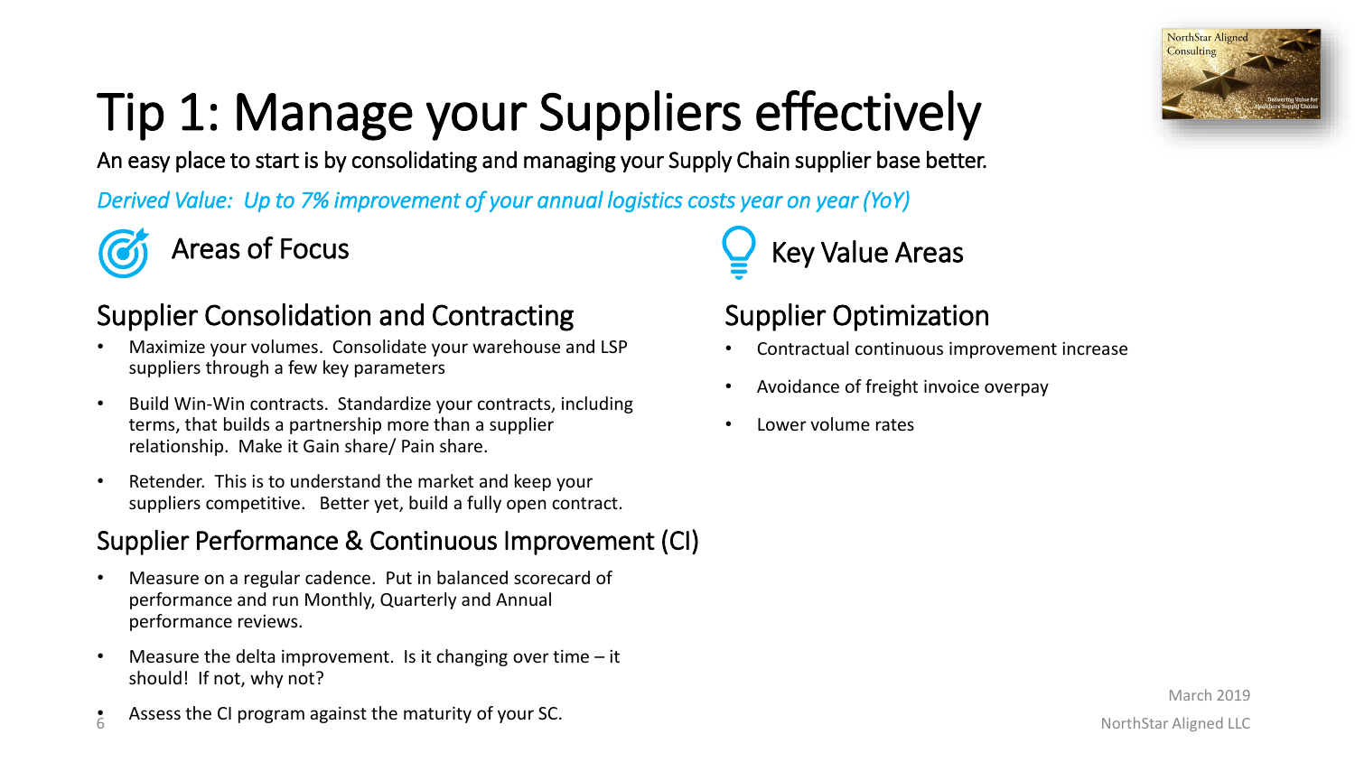# Tip 1: Manage your Suppliers effectively

An easy place to start is by consolidating and managing your Supply Chain supplier base better.

*Derived Value: Up to 7% improvement of your annual logistics costs year on year (YoY)*

## Areas of Focus

### Supplier Consolidation and Contracting

- Maximize your volumes. Consolidate your warehouse and LSP suppliers through a few key parameters
- Build Win-Win contracts. Standardize your contracts, including terms, that builds a partnership more than a supplier relationship. Make it Gain share/ Pain share.
- Retender. This is to understand the market and keep your suppliers competitive. Better yet, build a fully open contract.

### Supplier Performance & Continuous Improvement (CI)

- Measure on a regular cadence. Put in balanced scorecard of performance and run Monthly, Quarterly and Annual performance reviews.
- Measure the delta improvement. Is it changing over time – it should! If not, why not?
- Assess the CI program against the maturity of your SC.

## Key Value Areas

### Supplier Optimization

- Contractual continuous improvement increase
- Avoidance of freight invoice overpay
- Lower volume rates

March 2019

NorthStar Aligned LLC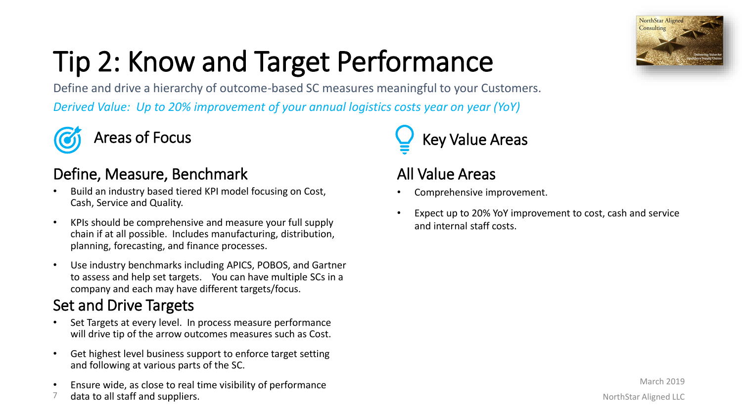# Tip 2: Know and Target Performance

Define and drive a hierarchy of outcome-based SC measures meaningful to your Customers.

*Derived Value: Up to 20% improvement of your annual logistics costs year on year (YoY)*

## Areas of Focus

### Define, Measure, Benchmark

- Build an industry based tiered KPI model focusing on Cost, Cash, Service and Quality.
- KPIs should be comprehensive and measure your full supply chain if at all possible. Includes manufacturing, distribution, planning, forecasting, and finance processes.
- Use industry benchmarks including APICS, POBOS, and Gartner to assess and help set targets. You can have multiple SCs in a company and each may have different targets/focus.

### Set and Drive Targets

- Set Targets at every level. In process measure performance will drive tip of the arrow outcomes measures such as Cost.
- Get highest level business support to enforce target setting and following at various parts of the SC.
- Ensure wide, as close to real time visibility of performance data to all staff and suppliers.

## Key Value Areas

### All Value Areas

- Comprehensive improvement.
- Expect up to 20% YoY improvement to cost, cash and service and internal staff costs.

March 2019

NorthStar Aligned LLC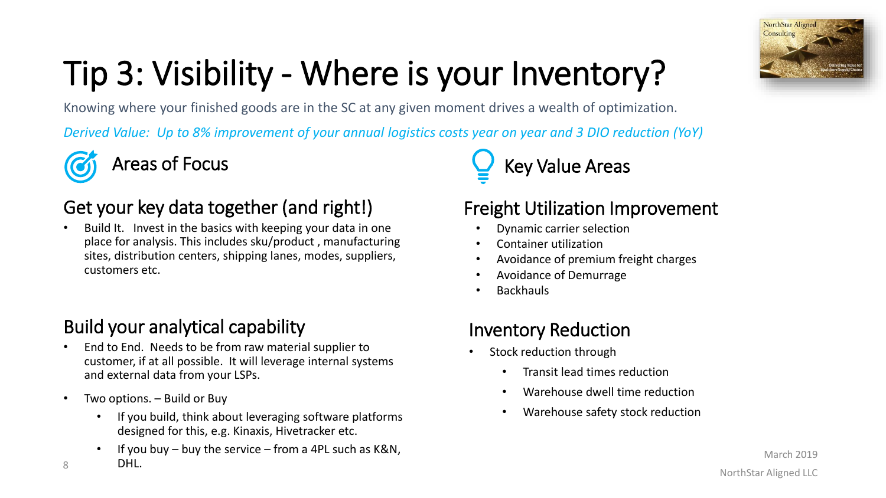# Tip 3: Visibility - Where is your Inventory?

Knowing where your finished goods are in the SC at any given moment drives a wealth of optimization.

*Derived Value: Up to 8% improvement of your annual logistics costs year on year and 3 DIO reduction (YoY)*

## Areas of Focus

### Get your key data together (and right!)

- Build It. Invest in the basics with keeping your data in one place for analysis. This includes sku/product , manufacturing sites, distribution centers, shipping lanes, modes, suppliers, customers etc.

### Build your analytical capability

- End to End. Needs to be from raw material supplier to customer, if at all possible. It will leverage internal systems and external data from your LSPs.
- Two options. – Build or Buy
  - If you build, think about leveraging software platforms designed for this, e.g. Kinaxis, Hivetracker etc.
  - If you buy – buy the service – from a 4PL such as K&N, DHL.

## Key Value Areas

### Freight Utilization Improvement

- Dynamic carrier selection
- Container utilization
- Avoidance of premium freight charges
- Avoidance of Demurrage
- Backhauls

### Inventory Reduction

- Stock reduction through
  - Transit lead times reduction
  - Warehouse dwell time reduction
  - Warehouse safety stock reduction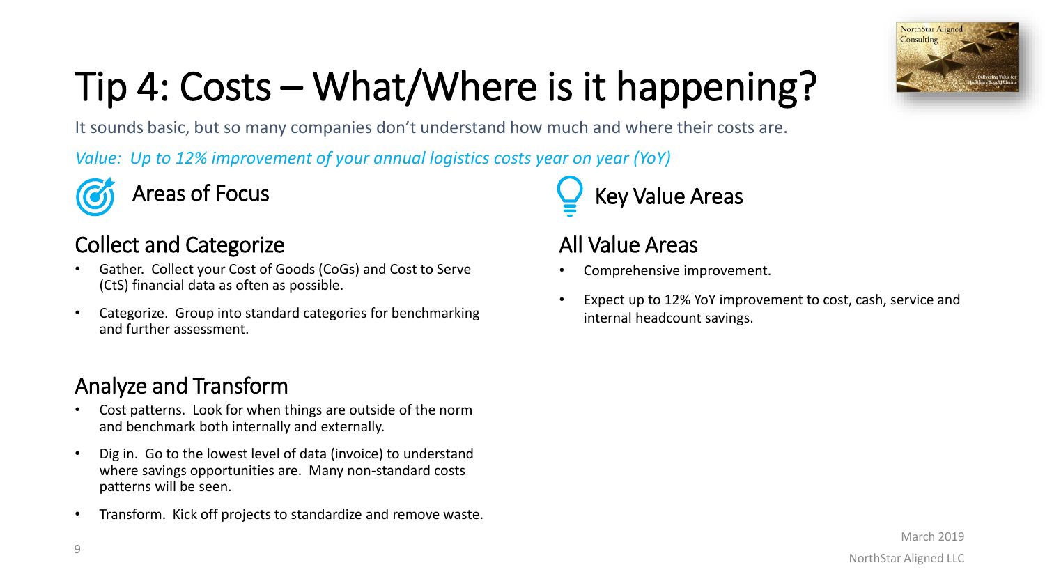# Tip 4: Costs – What/Where is it happening?

It sounds basic, but so many companies don't understand how much and where their costs are.

*Value: Up to 12% improvement of your annual logistics costs year on year (YoY)*

## Areas of Focus

### Collect and Categorize

- Gather. Collect your Cost of Goods (CoGs) and Cost to Serve (CtS) financial data as often as possible.
- Categorize. Group into standard categories for benchmarking and further assessment.

### Analyze and Transform

- Cost patterns. Look for when things are outside of the norm and benchmark both internally and externally.
- Dig in. Go to the lowest level of data (invoice) to understand where savings opportunities are. Many non-standard costs patterns will be seen.
- Transform. Kick off projects to standardize and remove waste.

## Key Value Areas

### All Value Areas

- Comprehensive improvement.
- Expect up to 12% YoY improvement to cost, cash, service and internal headcount savings.

March 2019

NorthStar Aligned LLC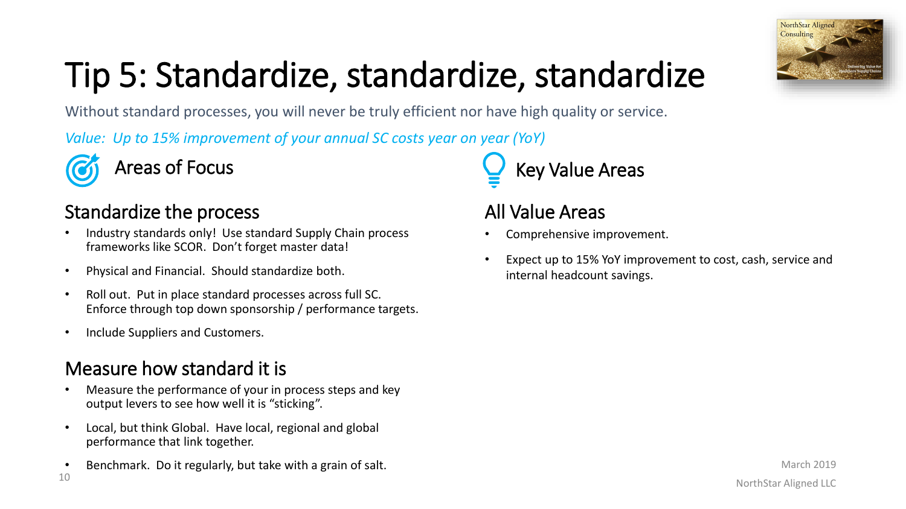# Tip 5: Standardize, standardize, standardize

Without standard processes, you will never be truly efficient nor have high quality or service.

*Value: Up to 15% improvement of your annual SC costs year on year (YoY)*

## Areas of Focus

### Standardize the process

- Industry standards only! Use standard Supply Chain process frameworks like SCOR. Don't forget master data!
- Physical and Financial. Should standardize both.
- Roll out. Put in place standard processes across full SC. Enforce through top down sponsorship / performance targets.
- Include Suppliers and Customers.

### Measure how standard it is

- Measure the performance of your in process steps and key output levers to see how well it is "sticking".
- Local, but think Global. Have local, regional and global performance that link together.
- Benchmark. Do it regularly, but take with a grain of salt.

## Key Value Areas

### All Value Areas

- Comprehensive improvement.
- Expect up to 15% YoY improvement to cost, cash, service and internal headcount savings.

March 2019

NorthStar Aligned LLC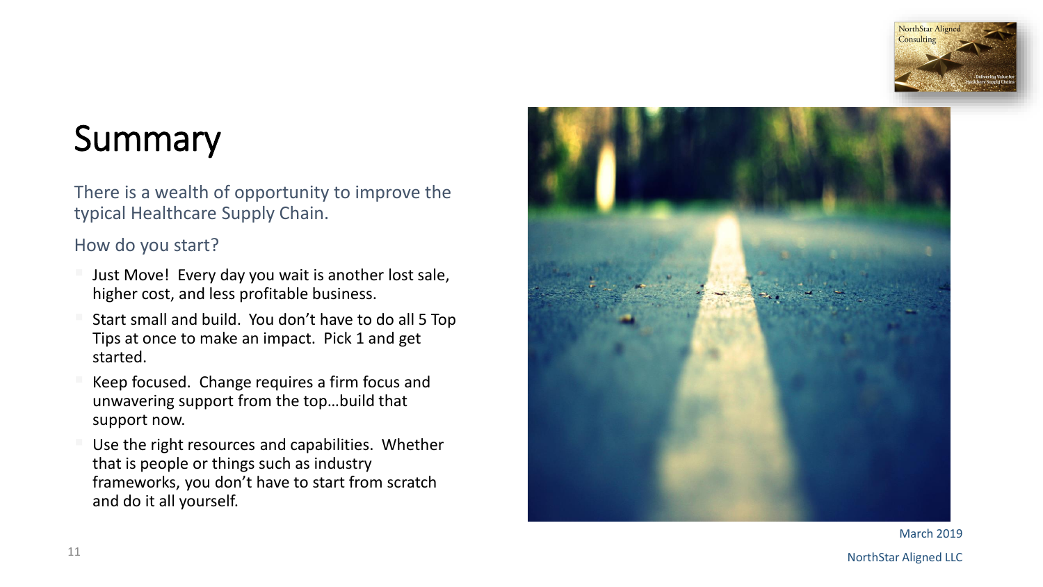# Summary

There is a wealth of opportunity to improve the typical Healthcare Supply Chain.

How do you start?

- Just Move! Every day you wait is another lost sale, higher cost, and less profitable business.
- Start small and build. You don't have to do all 5 Top Tips at once to make an impact. Pick 1 and get started.
- Keep focused. Change requires a firm focus and unwavering support from the top…build that support now.
- Use the right resources and capabilities. Whether that is people or things such as industry frameworks, you don't have to start from scratch and do it all yourself.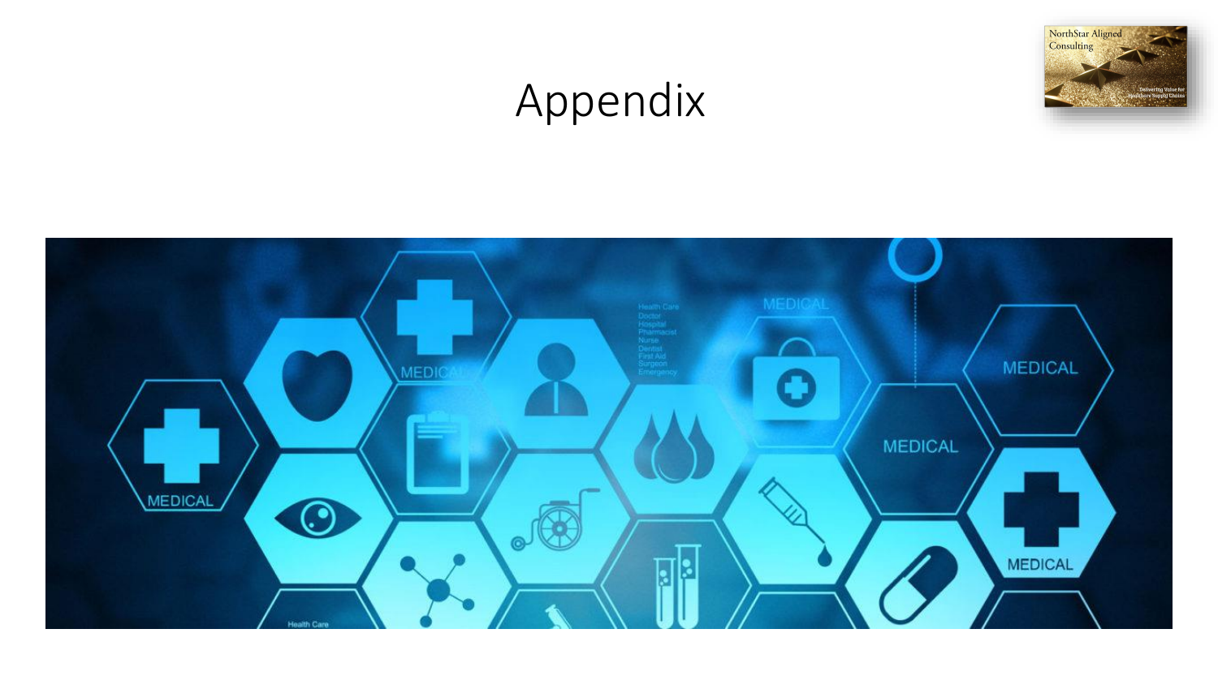# Appendix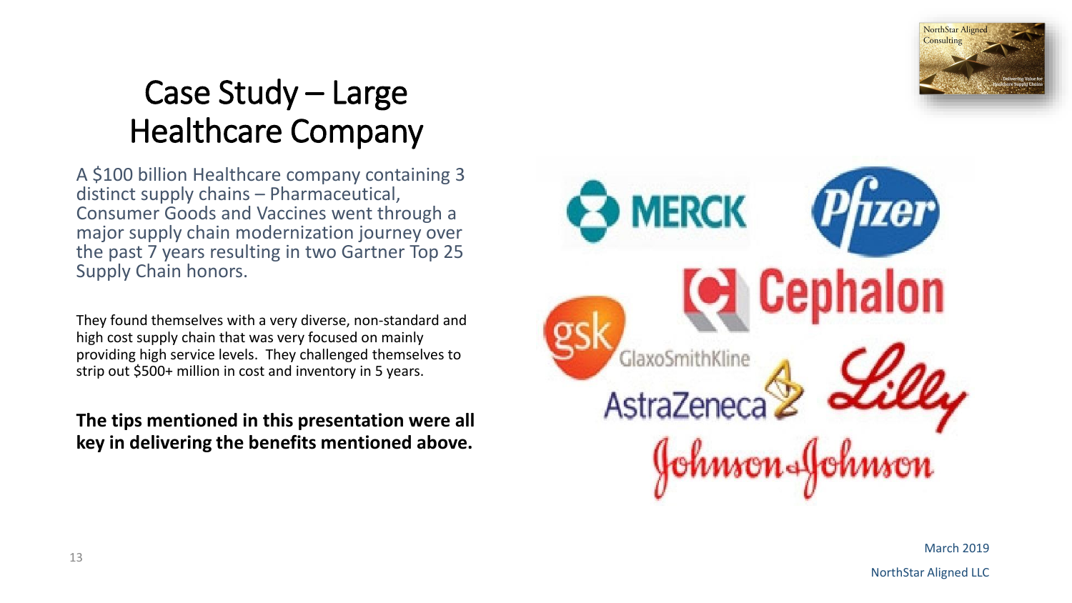# Case Study – Large Healthcare Company

A $100 billion Healthcare company containing 3 distinct supply chains – Pharmaceutical, Consumer Goods and Vaccines went through a major supply chain modernization journey over the past 7 years resulting in two Gartner Top 25 Supply Chain honors.

They found themselves with a very diverse, non-standard and high cost supply chain that was very focused on mainly providing high service levels. They challenged themselves to strip out $500+ million in cost and inventory in 5 years.

**The tips mentioned in this presentation were all key in delivering the benefits mentioned above.**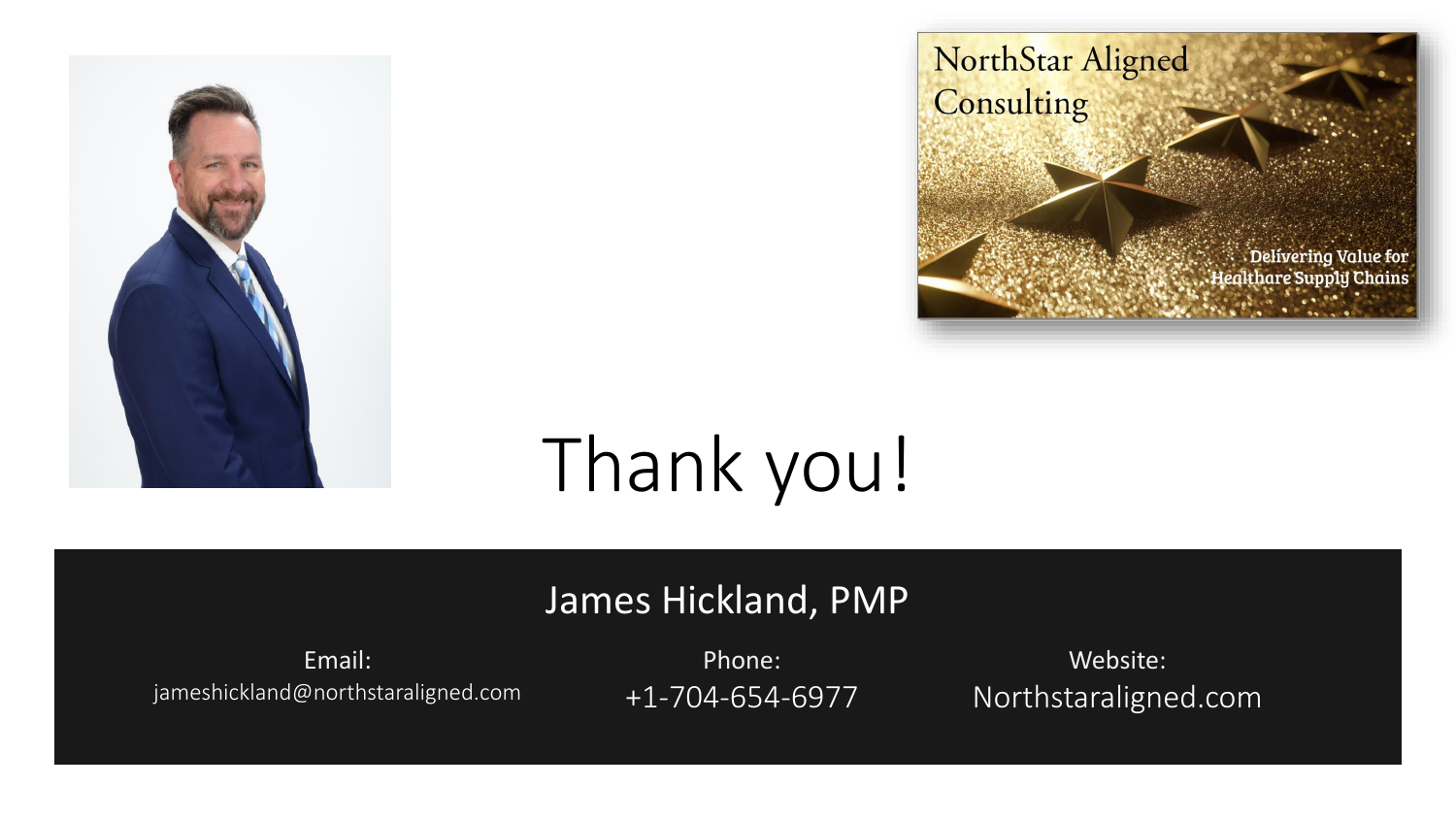NorthStar Aligned Consulting

Delivering Value for Healthare Supply Chains

# Thank you!

## James Hickland, PMP

Email:
jameshickland@northstaraligned.com

Phone:
+1-704-654-6977

Website:
Northstaraligned.com